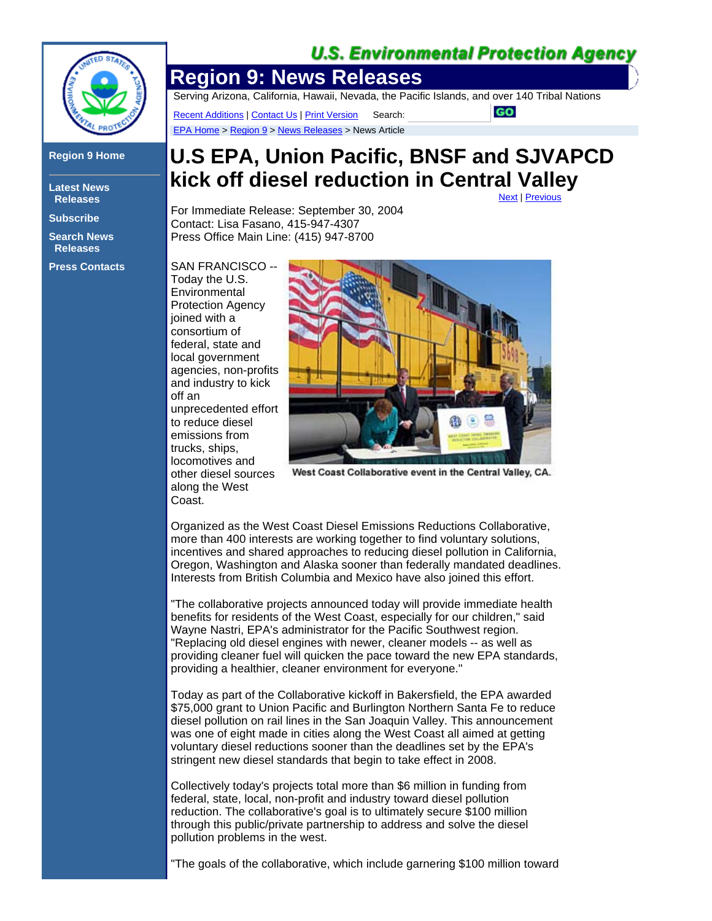U.S. Environmental Protection Agency

# Region 9: News Releases

Serving Arizona, California, Hawaii, Nevada, the Pacific Islands, and over 140 Tribal Nations

Recent Additions | Contact Us | Print Version Search: GO

EPA Home > Region 9 > News Releases > News Article

Region 9 Home

Latest News Releases

Subscribe

Search News Releases

Press Contacts

# U.S EPA, Union Pacific, BNSF and SJVAPCD kick off diesel reduction in Central Valley

Next | Previous

For Immediate Release: September 30, 2004
Contact: Lisa Fasano, 415-947-4307
Press Office Main Line: (415) 947-8700

SAN FRANCISCO -- Today the U.S. Environmental Protection Agency joined with a consortium of federal, state and local government agencies, non-profits and industry to kick off an unprecedented effort to reduce diesel emissions from trucks, ships, locomotives and other diesel sources along the West Coast.

West Coast Collaborative event in the Central Valley, CA.

Organized as the West Coast Diesel Emissions Reductions Collaborative, more than 400 interests are working together to find voluntary solutions, incentives and shared approaches to reducing diesel pollution in California, Oregon, Washington and Alaska sooner than federally mandated deadlines. Interests from British Columbia and Mexico have also joined this effort.

"The collaborative projects announced today will provide immediate health benefits for residents of the West Coast, especially for our children," said Wayne Nastri, EPA's administrator for the Pacific Southwest region. "Replacing old diesel engines with newer, cleaner models -- as well as providing cleaner fuel will quicken the pace toward the new EPA standards, providing a healthier, cleaner environment for everyone."

Today as part of the Collaborative kickoff in Bakersfield, the EPA awarded $75,000 grant to Union Pacific and Burlington Northern Santa Fe to reduce diesel pollution on rail lines in the San Joaquin Valley. This announcement was one of eight made in cities along the West Coast all aimed at getting voluntary diesel reductions sooner than the deadlines set by the EPA's stringent new diesel standards that begin to take effect in 2008.

Collectively today's projects total more than $6 million in funding from federal, state, local, non-profit and industry toward diesel pollution reduction. The collaborative's goal is to ultimately secure $100 million through this public/private partnership to address and solve the diesel pollution problems in the west.

"The goals of the collaborative, which include garnering $100 million toward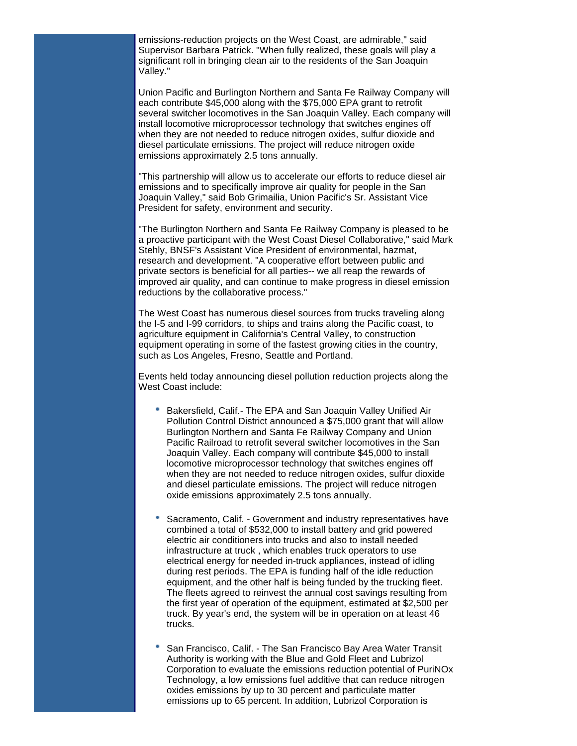emissions-reduction projects on the West Coast, are admirable," said Supervisor Barbara Patrick. "When fully realized, these goals will play a significant roll in bringing clean air to the residents of the San Joaquin Valley."

Union Pacific and Burlington Northern and Santa Fe Railway Company will each contribute $45,000 along with the $75,000 EPA grant to retrofit several switcher locomotives in the San Joaquin Valley. Each company will install locomotive microprocessor technology that switches engines off when they are not needed to reduce nitrogen oxides, sulfur dioxide and diesel particulate emissions. The project will reduce nitrogen oxide emissions approximately 2.5 tons annually.

"This partnership will allow us to accelerate our efforts to reduce diesel air emissions and to specifically improve air quality for people in the San Joaquin Valley," said Bob Grimailia, Union Pacific's Sr. Assistant Vice President for safety, environment and security.

"The Burlington Northern and Santa Fe Railway Company is pleased to be a proactive participant with the West Coast Diesel Collaborative," said Mark Stehly, BNSF's Assistant Vice President of environmental, hazmat, research and development. "A cooperative effort between public and private sectors is beneficial for all parties-- we all reap the rewards of improved air quality, and can continue to make progress in diesel emission reductions by the collaborative process."

The West Coast has numerous diesel sources from trucks traveling along the I-5 and I-99 corridors, to ships and trains along the Pacific coast, to agriculture equipment in California's Central Valley, to construction equipment operating in some of the fastest growing cities in the country, such as Los Angeles, Fresno, Seattle and Portland.

Events held today announcing diesel pollution reduction projects along the West Coast include:

- Bakersfield, Calif.- The EPA and San Joaquin Valley Unified Air Pollution Control District announced a $75,000 grant that will allow Burlington Northern and Santa Fe Railway Company and Union Pacific Railroad to retrofit several switcher locomotives in the San Joaquin Valley. Each company will contribute $45,000 to install locomotive microprocessor technology that switches engines off when they are not needed to reduce nitrogen oxides, sulfur dioxide and diesel particulate emissions. The project will reduce nitrogen oxide emissions approximately 2.5 tons annually.

- Sacramento, Calif. - Government and industry representatives have combined a total of $532,000 to install battery and grid powered electric air conditioners into trucks and also to install needed infrastructure at truck , which enables truck operators to use electrical energy for needed in-truck appliances, instead of idling during rest periods. The EPA is funding half of the idle reduction equipment, and the other half is being funded by the trucking fleet. The fleets agreed to reinvest the annual cost savings resulting from the first year of operation of the equipment, estimated at $2,500 per truck. By year's end, the system will be in operation on at least 46 trucks.

- San Francisco, Calif. - The San Francisco Bay Area Water Transit Authority is working with the Blue and Gold Fleet and Lubrizol Corporation to evaluate the emissions reduction potential of PuriNOx Technology, a low emissions fuel additive that can reduce nitrogen oxides emissions by up to 30 percent and particulate matter emissions up to 65 percent. In addition, Lubrizol Corporation is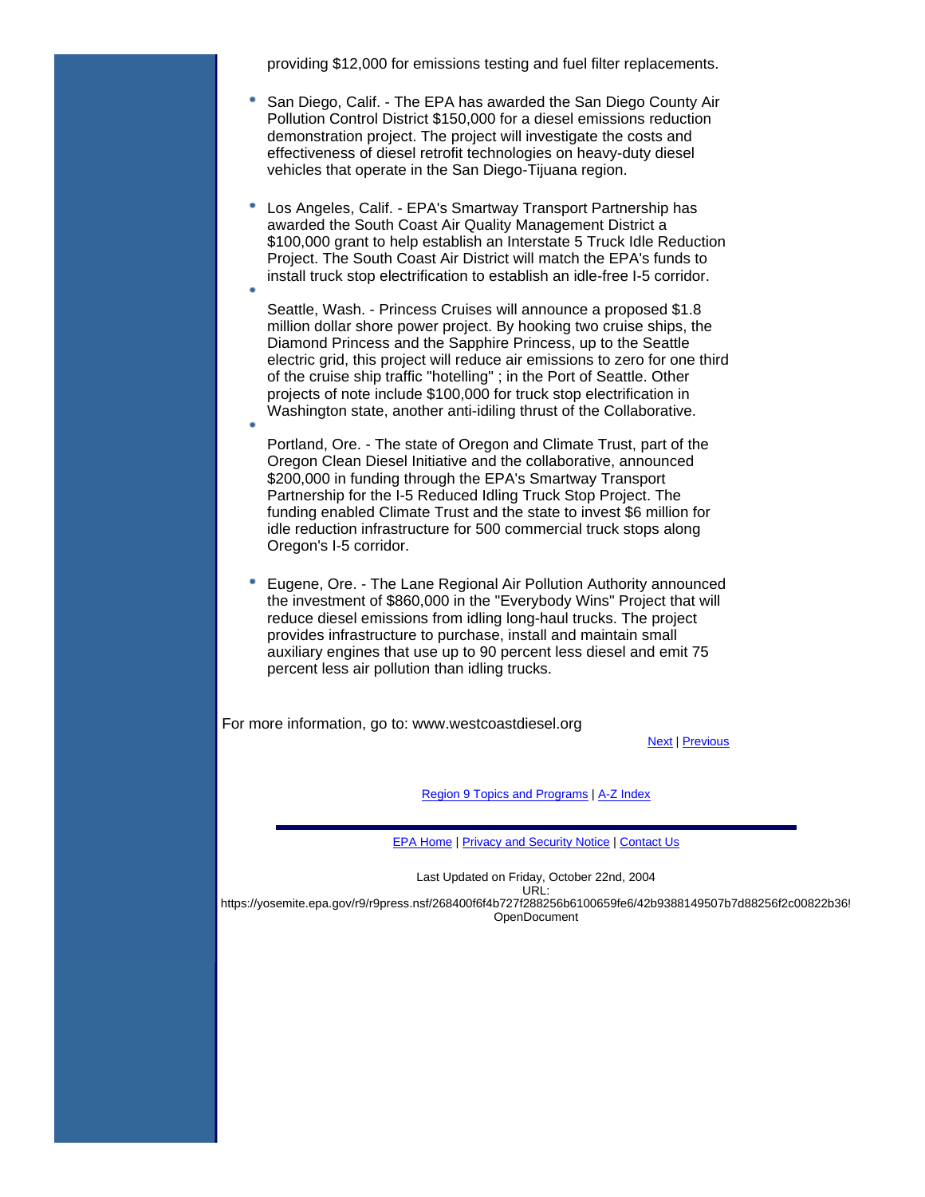providing $12,000 for emissions testing and fuel filter replacements.

- San Diego, Calif. - The EPA has awarded the San Diego County Air Pollution Control District $150,000 for a diesel emissions reduction demonstration project. The project will investigate the costs and effectiveness of diesel retrofit technologies on heavy-duty diesel vehicles that operate in the San Diego-Tijuana region.

- Los Angeles, Calif. - EPA's Smartway Transport Partnership has awarded the South Coast Air Quality Management District a $100,000 grant to help establish an Interstate 5 Truck Idle Reduction Project. The South Coast Air District will match the EPA's funds to install truck stop electrification to establish an idle-free I-5 corridor.

- Seattle, Wash. - Princess Cruises will announce a proposed $1.8 million dollar shore power project. By hooking two cruise ships, the Diamond Princess and the Sapphire Princess, up to the Seattle electric grid, this project will reduce air emissions to zero for one third of the cruise ship traffic "hotelling" ; in the Port of Seattle. Other projects of note include $100,000 for truck stop electrification in Washington state, another anti-idiling thrust of the Collaborative.

- Portland, Ore. - The state of Oregon and Climate Trust, part of the Oregon Clean Diesel Initiative and the collaborative, announced $200,000 in funding through the EPA's Smartway Transport Partnership for the I-5 Reduced Idling Truck Stop Project. The funding enabled Climate Trust and the state to invest $6 million for idle reduction infrastructure for 500 commercial truck stops along Oregon's I-5 corridor.

- Eugene, Ore. - The Lane Regional Air Pollution Authority announced the investment of $860,000 in the "Everybody Wins" Project that will reduce diesel emissions from idling long-haul trucks. The project provides infrastructure to purchase, install and maintain small auxiliary engines that use up to 90 percent less diesel and emit 75 percent less air pollution than idling trucks.

For more information, go to: www.westcoastdiesel.org

Next | Previous

Region 9 Topics and Programs | A-Z Index

EPA Home | Privacy and Security Notice | Contact Us

Last Updated on Friday, October 22nd, 2004
URL:
https://yosemite.epa.gov/r9/r9press.nsf/268400f6f4b727f288256b6100659fe6/42b9388149507b7d88256f2c00822b36!OpenDocument